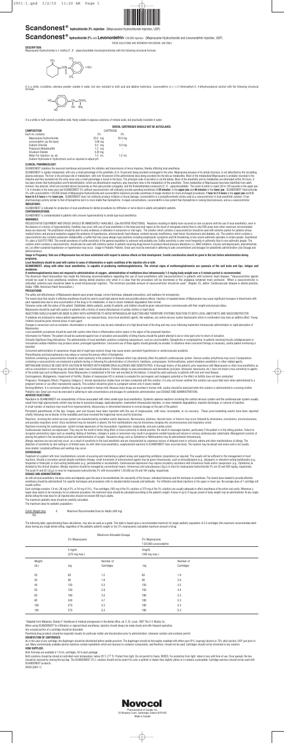# Scandonest® hydrochloride 3% injection (Mepivacaine Hydrochloride Injection, USP)

# Scandonest® hydrochloride 2% with Levonordefrin 1:20,000 injection (Mepivacaine Hydrochloride and Levonordefrin Injection, USP)

THESE SOLUTIONS ARE INTENDED FOR DENTAL USE ONLY.

**DESCRIPTION:**

Mepivacaine Hydrochloride is 1-methyl-2', 6' - pipecoloxylidide monohydrochloride with the following structural formula:

It is a white, crystalline, odorless powder soluble in water, but very resistant to both acid and alkaline hydrolysis. Levonordefrin is (—) (1-Aminoethyl)-3, 4-dihydroxybenzyl alcohol with the following structural formula:

It is a white or buff-colored crystalline solid, freely soluble in aqueous solutions of mineral acids, but practically insoluble in water.

DENTAL CARTRIDGES SHOULD NOT BE AUTOCLAVED.

| COMPOSITION | CARTRIDGE | |
|---|---|---|
| Each mL contains: | 2% | 3% |
| Mepivacaine Hydrochloride | 20.0 mg | 30.0 mg |
| Levonordefrin (as the base) | 0.05 mg | - |
| Sodium Chloride | 4.0 mg | 6.0 mg |
| Potassium Metabisulfite | 1.2 mg | - |
| Disodium Edetate | 0.25 mg | - |
| Water For Injection, qs. ad. | 1.0 mL | 1.0 mL |
| Sodium Hydroxide or Hydrochloric acid to required to adjust pH. | | |

**CLINICAL PHARMACOLOGY:**

SCANDONEST stabilizes the neuronal membrane and prevents the initiation and transmission of nerve impulses, thereby effecting local anesthesia.

SCANDONEST is rapidly metabolized, with only a small percentage of the anesthetic (5 to 10 percent) being excreted unchanged in the urine. Mepivacaine because of its amide structure, is not detoxified by the circulating plasma esterases. The liver is the principal site of metabolism, with over 50 percent of the administered dose being excreted into the bile as metabolites. Most of the metabolized Mepivacaine is probably reabsorbed in the intestine and then excreted into the urine since only a small percentage is found in the feces. The principal route of excretion is via the kidney. Most of the anesthetic and its metabolites are eliminated within 30 hours. It has been shown that hydroxylation and N-demethylation, which are detoxification reactions, play important roles in the metabolism of the anesthetic. Three metabolites of Mepivacaine have been identified from adult humans: two phenols, which are excreted almost exclusively as their glucuronide conjugates, and the N-demethylated compound (2', 6' - pipecoloxylidide). The onset of action is rapid (30 to 120 seconds in the upper jaw; 1 to 4 minutes in the lower jaw) and SCANDONEST 3% without vasoconstrictor will ordinarily provide operating anesthesia of **20 minutes** in the **upper jaw** and **40 minutes** in the **lower jaw**. SCANDONEST Hydrochloride 2% with Levonordefrin 1:20,000 (based of Mepivacaine Hydrochloride and Levonordefrin injection) provides anesthesia of longer duration for more prolonged procedures, **1 hour to 2.5 hours** in the **upper jaw** and **2.5 hours to 5.5 hours** in the **lower jaw**. SCANDONEST does not ordinarily produce irritation or tissue damage. Levonordefrin is a sympathomimetic amine used as a vasoconstrictor in local anesthetic solution. It has pharmacologic activity similar to that of Epinephrine but it is more stable than Epinephrine. In equal concentrations, Levonordefrin is less potent than Epinephrine in raising blood pressure, and as a vasoconstrictor.

**INDICATIONS :**

SCANDONEST is indicated for production of local anesthesia for dental procedures by infiltration or nerve block in adults and pediatric patients.

**CONTRAINDICATIONS:**

SCANDONEST is contraindicated in patients with a known hypersensitivity to amide type local anesthetics.

**WARNINGS:**

RESUSCITATIVE EQUIPMENT AND DRUGS SHOULD BE IMMEDIATELY AVAILABLE (See ADVERSE REACTIONS). Reactions resulting in fatality have occurred on rare occasions with the use of local anesthetics, even in the absence of a history of hypersensitivity. Fatalities may occur with use of local anesthetics in the head and neck region as the result of retrograde arterial flow to vital CNS areas even when maximum recommended doses are observed. The practitioner should be alert to early evidences of alteration in sensorium or vital signs. The solution which contains a vasoconstrictor should be used with extreme caution for patients whose medical history and physical evaluation suggest the existence of hypertension, arteriosclerotic heart disease, cerebral vascular insufficiency, heart block, thyrotoxicosis and diabetes, etc. The solution which contains a vasoconstrictor also contains potassium metabisulfite, a sulfite that may cause allergic-type reactions including anaphylactic symptoms and life threatening or less severe asthmatic episodes in certain people. Scandonest 3% plain is SULFITE FREE. The overall prevalence of sulfite sensitivity in the general population is unknown and probably low. Sulfite sensitivity is seen more frequently in asthmatic than in non-asthmatic people. The solution which contains a vasoconstrictor, should also be used with extreme caution in patients receiving drugs known to produce blood pressure alterations (i.e. MAO inhibitors, tricyclic anti-depressants, phenothiazines, etc.) as either sustained hypertension or hypertension may occur. Usage in Pediatric Patients: Great care must be exercised in adhering to safe concentrations and dosages for pedodontic administration (see Dosage and Administration).

**Usage in Pregnancy: Safe use of Mepivacaine has not been established with respect to adverse effects on fetal development. Careful consideration should be given to this fact before administration during pregnancy.**

**Local Anesthesia should be used with caution in cases of inflammation or septic conditions at the injection site or both.**

**SCANDONEST, along with other local anesthetics, is capable of producing methemoglobinemia. The clinical signs of methemoglobinemia are cyanosis of the nail beds and lips, fatigue and weakness.**

**If methemoglobinemia does not respond to administration of oxygen, administration of methylene blue intravenously 1-2 mg/kg body weight over a 5 minute period is recommended.**

The American Heart Association has made the following recommendations regarding the use of local anesthetics with vasoconstrictors in patients with ischemic heart disease: "Vasoconstrictor agents should be used in local anesthesia solutions during dental practice only when it is clear that the procedure will be shortened or the analgesia rendered more profound. When a vasoconstrictor is indicated, extreme care should be taken to avoid intravascular injection. The minimum possible amount of vasoconstrictor should be used." (Kaplan, EL, editor: Cardiovascular disease in dental practice, Dallas 1986, American Heart Association.)

**PRECAUTIONS:**

The safety and effectiveness of Mepivacaine depend upon proper dosage, correct technique, adequate precautions, and readiness for emergencies.

The lowest dose that results in effective anesthesia should be used to avoid high plasma levels and possible adverse effects. Injection of repeated doses of Mepivacaine may cause significant increases in blood levels with each repeated dose due to slow accumulation of the drug or its metabolites, or due to slower metabolic degradation than normal.

Tolerance varies with the status of the patient. Debilitated, elderly patients, acutely ill patients, and children should be given reduced doses commensurate with their weight and physical status.

Mepivacaine should be used with caution in patients with a history of severe disturbances of cardiac rhythm or heart block.

INJECTIONS SHOULD ALWAYS BE MADE SLOWLY WITH ASPIRATION TO AVOID INTRAVASCULAR INJECTION AND THEREFORE SYSTEMIC REACTION TO BOTH LOCAL ANESTHETIC AND VASOCONSTRICTOR.

If sedatives are employed to reduce patient apprehension, use reduced doses, since local anesthetic agents, like sedatives, are central nervous system depressants which in combination may have an additive effect. Young children should be given minimal doses of each agent.

Changes in sensorium such as excitation, disorientation or drowsiness may be early indications of a high blood level of the drug and may occur following inadvertent intravascular administration or rapid absorption of Mepivacaine.

Local anesthetic procedures should be used with caution when there is inflammation and/or sepsis in the region of the proposed injection.

Information for Patients: The patient should be cautioned against loss of sensation and possibility of biting trauma should the patient attempt to eat or chew gum prior to return of sensation.

Clinically Significant Drug Interactions: The administration of local anesthetic solutions containing vasopressors, such as Levonordefrin, Epinephrine or norepinephrine, to patients receiving tricyclic antidepressants or monoamine oxidase inhibitors may produce severe, prolonged hypertension. Concurrent use of these agents should generally be avoided. In situations when concurrent therapy is necessary, careful patient monitoring is essential.

Concurrent administration of vasopressor drugs and of ergot-type oxytocic drugs may cause severe, persistent hypertension or cerebrovascular accidents.

Phenothiazines and butyrophenones may reduce or reverse the pressor effect of Epinephrine.

Solutions containing a vasoconstrictor should be used cautiously in the presence of diseases which may adversely affect the patient's cardiovascular system. Serious cardiac arrhythmias may occur if preparations containing a vasoconstrictor are employed in patients during or following the administration of chloroform, halothane, cyclopropane, trichloroethylene, potent inhalation anesthetics or other related agents.

MEPIVACAINE SHOULD BE USED WITH CAUTION IN PATIENTS WITH KNOWN DRUG ALLERGIES AND SENSITIVITIES. A thorough history of the patient's prior experience with Mepivacaine or other local anesthetics as well as concomitant or recent drug use should be taken (see Contraindications). Patients allergic to para-aminobenzoic acid derivatives (procaine, tetracaine, benzocaine, etc.) have not shown cross-sensitivity to agents of the amide type such as Mepivacaine. Since Mepivacaine is metabolized in the liver and excreted by the kidneys, it should be used cautiously in patients with liver and renal disease.

Carcinogenesis, Mutagenesis, Impairment of Fertility: Studies of mepivacaine HCl in animals to evaluate the carcinogenic and mutagenic potential or the effect on fertility have not been conducted.

Pregnancy: Teratogenic Effects. Pregnancy Category C. Animal reproduction studies have not been conducted with this solution. It is also not known whether this solution can cause fetal harm when administered to a pregnant woman or can affect reproductive capacity. This solution should be given to a pregnant women only if clearly needed.

Nursing Mothers: It is not known whether this drug is excreted in human milk. Because many drugs are excreted in human milk, caution should be exercised when this solution is administered to a nursing mother.

Pediatric Use: Great care must be exercised in adhering to safe concentrations and dosages for pedodontic administration (see DOSAGE AND ADMINISTRATION).

**ADVERSE REACTIONS:**

Reactions to SCANDONEST are characteristic of those associated with other amide-type local anesthetics. Systemic adverse reactions involving the central nervous system and the cardiovascular system usually result from high plasma levels (which may be due to excessive dosage, rapid absorption, inadvertent intravascular injection, or slow metabolic degradation), injection technique, or volume of injection.

A small number of reactions may result from hypersensitivity, idiosyncrasy or diminished tolerance to normal dosage on the part of the patient.

Persistent paresthesias of the lips, tongue, and oral tissues have been reported with the use of mepivacaine, with slow, incomplete, or no recovery. These post-marketing events have been reported chiefly following nerve blocks in the mandible and have involved the trigeminal nerve and its branches.

Reactions involving the central nervous system are characterized by excitation and/or depression. Nervousness, dizziness, blurred vision, or tremors may occur followed by drowsiness, convulsions, unconsciousness, and possibly respiratory arrest. Since excitement may be transient or absent, the first manifestations may be drowsiness merging into unconsciousness and respiratory arrest.

Reactions involving the cardiovascular system include depression of the myocardium, hypotension, bradycardia, and even cardiac arrest.

Cardiovascular reactions are depressant. They may be the result of direct drug effect or more commonly in dental practice, the result of vasovagal reaction, particularly if the patient is in the sitting position. Failure to recognize premonitory signs such as sweating, feeling of faintness, changes in pulse or sensorium may result in progressive cerebral hypoxia and seizure or serious cardiovascular catastrophe. Management consists of placing the patient in the recumbent position and administration of oxygen. Vasoactive drugs such as Ephedrine or Methoxamine may be administered intravenously.

Allergic reactions are rare and may occur as a result of sensitivity to the local anesthetic and are characterized by cutaneous lesions of delayed onset or urticaria, edema and other manifestations of allergy. The detection of sensitivity by skin testing is of limited value. As with other local anesthetics, anaphylactoid reactions to SCANDONEST have occurred rarely. The reaction may be abrupt and severe and is not usually dose related. Localized puffiness and swelling may occur.

**OVERDOSAGE:**

Treatment of a patient with toxic manifestations consists of assuring and maintaining a patent airway and supporting ventilation (respiration) as required. This usually will be sufficient in the management of most reactions. Should a convulsion persist despite ventilatory therapy, small increments of anticonvulsive agents may be given intravenously, such as benzodiazepine (e.g., diazepam) or ultrashort-acting barbiturates (e.g., thiopental or thiamylal) or short-acting barbiturates (e.g., pentobarbital or secobarbital). Cardiovascular depression may require circulatory assistance with intravenous fluids and/or vasopressor (e.g., Ephedrine) as dictated by the clinical situation. Allergic reactions should be managed by conventional means. Intravenous and subcutaneous $LD_{50}$'s in mice for mepivacaine hydrochloride 3% are 33 and 258 mg/kg, respectively.

The acute IV and SC $LD_{50}$'s in mice for mepivacaine hydrochloride 2% with levonordefrin 1:20,000 are 30 and 184 mg/kg, respectively.

**DOSAGE AND ADMINISTRATION:**

As with all local anesthetics, the dose varies and depends upon the area to be anesthetized, the vascularity of the tissues, individual tolerance and the technique of anesthesia. The lowest dose needed to provide effective anesthesia should be administered. For specific techniques and procedures refer to standard dental manuals and textbooks. For infiltration and block injections in the upper or lower jaw, the average dose of 1 cartridge will usually suffice.

Each cartridge contains 1.8 mL (36 mg of 2% or 54 mg of 3%). Five cartridges (180 mg of the 2% solution or 270 mg of the 3% solution) are usually adequate to effect anesthesia of the entire oral cavity. Whenever a larger dose seems to be necessary for an extensive procedure, the maximum dose should be calculated according to the patient's weight. A dose of up to 3 mg per pound of body weight may be administered. At any single dental sitting the total dose for all injected sites should not exceed 400 mg in adults.

The maximum pediatric dose should be carefully calculated.

The maximum dose for pediatric population=

$$\frac{\text{Child's Weight (lbs)}}{150} \times \text{Maximum Recommended Dose for Adults (400 mg)}$$

The following table, approximating these calculations, may also be used as a guide. This table is based upon a recommended maximum for larger pediatric population of 5.3 cartridges (the maximum recommended adult dose) during any single dental sitting, regardless of the pediatric patient's weight or (for 2% mepivacaine) calculated maximum amount of drug:

| | Maximum Allowable Dosage | | | |
|---|---|---|---|---|
| | 3% Mepivacaine | | 2% Mepivacaine 1:20,000 Levonordefrin | |
| | 3 mg/lb (270 mg max.) | | 3mg/lb (180 mg max.) | |
| Weight (lb.) | mg | Number of Cartridges | mg | Number of Cartridges |
| 20 | 60 | 1.2 | 60 | 1.8 |
| 30 | 90 | 1.8 | 90 | 2.6 |
| 40 | 120 | 2.3 | 120 | 3.5 |
| 50 | 150 | 2.9 | 150 | 4.4 |
| 60 | 180 | 3.5 | 180 | 5.3 |
| 80 | 240 | 4.7 | 180 | 5.3 |
| 100 | 270 | 5.3 | 180 | 5.3 |
| 120 | 270 | 5.3 | 180 | 5.3 |

*Adapted from Malamed, Stanley F: Handbook of medical emergencies in the dental office, ed. 2, St. Louis, 1987 The C.V. Mosby Co.

When using SCANDONEST for infiltration or regional block anesthesia, injection should always be made slowly and with frequent aspiration.

Any unused portion of a cartridge should be discarded.

Parenteral drug products should be inspected visually for particular matter and discoloration prior to administration, whenever solution and container permit.

**DISINFECTION OF CARTRIDGES:**

As in the case of any cartridge, the diaphragm should be disinfected before needle puncture. The diaphragm should be thoroughly swabbed with either pure 91% isopropyl alcohol or 70% ethyl alcohol, USP, just prior to use. Many commercially available alcohol solutions contain ingredients which are injurious to container components, and therefore, should not be used. Cartridges should not be immersed in any solution.

**HOW SUPPLIED:**

Both formulas are available in 1.8 mL cartridges, 50 to each package.

Both solutions should be stored at controlled room temperature, below 25°C (77°F). Protect from light. Do not permit to freeze. BOXES: for protection from light, retain in box until time of use. Once opened, the box should be reclosed by closing the top flap. The SCANDONEST 2% L solution should not be used if its color is pinkish or darker than slightly yellow or if contains a precipitate. Cartridge warmers should not be used with SCANDONEST products.

09/09 (2951-1)

**Novocol**

Pharmaceutical of Canada, Inc.
25 Wolseley Court, Cambridge, Ontario N1R 6X3
Made in Canada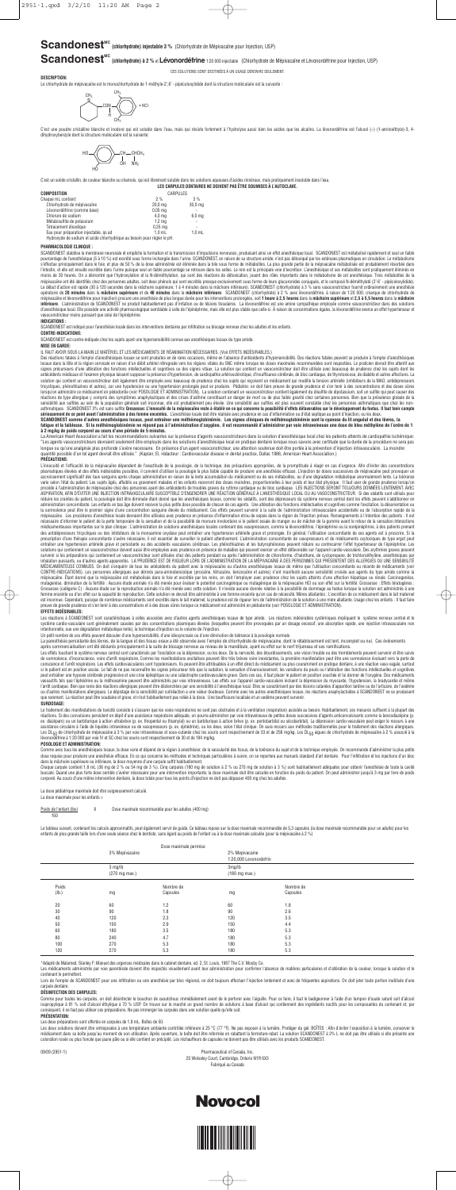# Scandonest^MC (chlorhydrate) injectable 3 % (Chlorhydrate de Mépivacaïne pour Injection, USP)

# Scandonest^MC (chlorhydrate) à 2 % et Lévonordéfrine 1:20 000 injectable (Chlorhydrate de Mépivacaïne et Lévonordéfrine pour Injection, USP)

CES SOLUTIONS SONT DESTINÉES À UN USAGE DENTAIRE SEULEMENT.

## DESCRIPTION:

Le chlorhydrate de mépivacaïne est le monochlorhydrate de 1-méthyle-2',6' - pipécoloxylidide dont la structure moléculaire est la suivante :

C'est une poudre cristalline blanche et inodore qui est soluble dans l'eau, mais qui résiste fortement à l'hydrolyse aussi bien les acides que les alcalins. La lévonordéfrine est l'alcool (–) -(1-aminoéthyl)-3, 4-dihydroxybenzyle dont la structure moléculaire est la suivante :

C'est un solide cristallin, de couleur blanche ou chamois, qui est librement soluble dans les solutions aqueuses d'acides minéraux, mais pratiquement insoluble dans l'eau.

**LES CARPULES DENTAIRES NE DOIVENT PAS ÊTRE SOUMISES À L'AUTOCLAVE.**

## COMPOSITION

| Chaque mL contient: | CARPULES 2 % | 3 % |
|---|---|---|
| Chlorhydrate de mépivacaïne | 20,0 mg | 30,0 mg |
| Lévonordéfrine (comme base) | 0,05 mg | - |
| Chlorure de sodium | 4,0 mg | 6,0 mg |
| Métabisulfite de potassium | 1,2 mg | - |
| Tétracemet disodique | 0,25 mg | - |
| Eau pour préparation injectable, qs ad | 1,0 mL | 1,0 mL |
| Hydroxyde de sodium et acide chlorhydrique au besoin pour régler le pH. | | |

## PHARMACOLOGIE CLINIQUE :

SCANDONEST stabilise la membrane neuronale et empêche la formation et la transmission d'impulsions nerveuses, produisant ainsi un effet anesthésique local. SCANDONEST est métabolisé rapidement et seul un faible pourcentage de l'anesthésique (5 à 10 %) est excrété sous forme inchangée dans l'urine. [...]

## INDICATIONS :

SCANDONEST est indiqué pour l'anesthésie locale dans les interventions dentaires par infiltration ou blocage nerveux chez les adultes et les enfants.

## CONTRE-INDICATIONS:

SCANDONEST est contre-indiqué chez les sujets ayant une hypersensibilité connue aux anesthésiques locaux de type amide.

## MISE EN GARDE:

IL FAUT AVOIR SOUS LA MAIN LE MATÉRIEL ET LES MÉDICAMENTS DE RÉANIMATION NÉCESSAIRES. (Voir EFFETS INDÉSIRABLES.) [...]

## PRÉCAUTIONS:

[...]

## EFFETS INDÉSIRABLES:

[...]

## SURDOSAGE:

[...]

## POSOLOGIE ET ADMINISTRATION:

[...]

La dose pédiatrique maximale doit être soigneusement calculé.

La dose maximale pour les enfants =

Poids de l'enfant (lbs) × Dose maximale recommandée pour les adultes (400 mg)
150

Le tableau suivant, contenant les calculs approximatifs, peut également servir de guide. Ce tableau repose sur la dose maximale recommandée de 5,3 capsules (la dose maximale recommandée pour un adulte) pour les enfants de plus grande taille lors d'une seule séance chez le dentiste, sans égard au poids de l'enfant ou à la dose maximale calculée (pour la Mépivacaïne à 2 %)

| | Dose maximale permise | | | |
|---|---|---|---|---|
| | 3% Mepivacaïne | | 2% Mepivacaïne 1:20,000 Levonordéfrin | |
| | 3 mg/lb (270 mg max.) | | 3mg/lb (180 mg max.) | |
| Poids (lb.) | mg | Nombre de Capsules | mg | Nombre de Capsules |
| 20 | 60 | 1.2 | 60 | 1.8 |
| 30 | 90 | 1.8 | 90 | 2.6 |
| 40 | 120 | 2.3 | 120 | 3.5 |
| 50 | 150 | 2.9 | 150 | 4.4 |
| 60 | 180 | 3.5 | 180 | 5.3 |
| 80 | 240 | 4.7 | 180 | 5.3 |
| 100 | 270 | 5.3 | 180 | 5.3 |
| 120 | 270 | 5.3 | 180 | 5.3 |

*Adapté de Malamed, Stanley F: Manuel des urgences médicales dans le cabinet dentaire, éd. 2, St. Louis, 1987 The C.V. Mosby Co.

Les médicaments administrés par voie parentérale doivent être inspectés visuellement avant leur administration pour confirmer l'absence de matières particulaires et d'altération de la couleur, lorsque la solution et le contenant le permettent.

Lors de l'emploi de SCANDONEST pour une infiltration ou une anesthésie par bloc régional, on doit toujours effectuer l'injection lentement et avec de fréquentes aspirations. On doit jeter toute portion inutilisée d'une carpule dentaire.

## DÉSINFECTION DES CAPSULES:

[...]

## PRÉSENTATION:

Les deux préparations sont offertes en carpules de 1,8 mL. Boîtes de 50.

[...]

09/09 (2951-1)

Pharmaceutical of Canada, Inc.
25 Wolseley Court, Cambridge, Ontario N1R 6X3
Fabriqué au Canada

Novocol